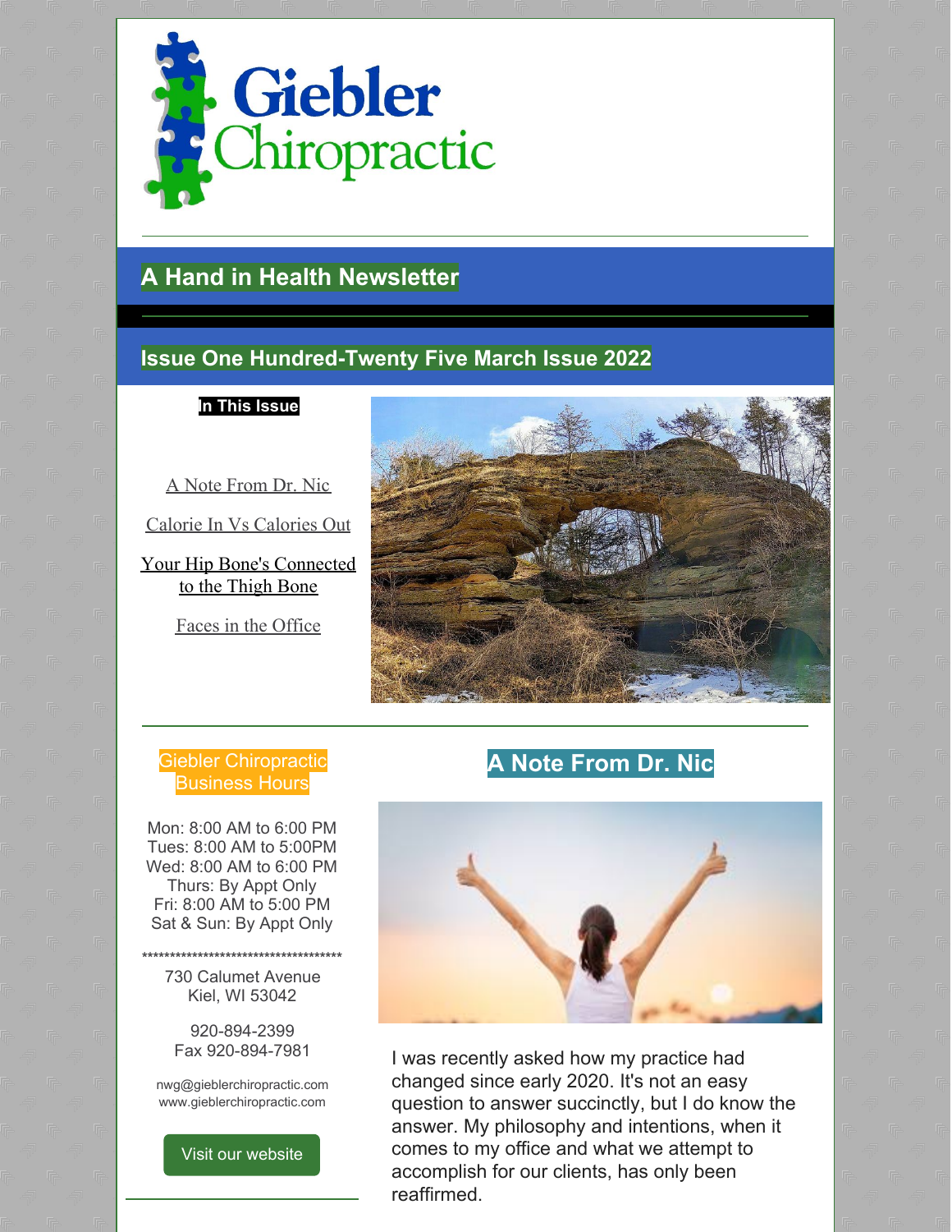# Giebler Chiropractic

## A Hand in Health Newsletter

## Issue One Hundred-Twenty Five March Issue 2022

**In This Issue**

A Note From Dr. Nic

Calorie In Vs Calories Out

Your Hip Bone's Connected to the Thigh Bone

Faces in the Office

**Giebler Chiropractic Business Hours**

Mon: 8:00 AM to 6:00 PM
Tues: 8:00 AM to 5:00PM
Wed: 8:00 AM to 6:00 PM
Thurs: By Appt Only
Fri: 8:00 AM to 5:00 PM
Sat & Sun: By Appt Only

**************************************

730 Calumet Avenue
Kiel, WI 53042

920-894-2399
Fax 920-894-7981

nwg@gieblerchiropractic.com
www.gieblerchiropractic.com

Visit our website

## A Note From Dr. Nic

I was recently asked how my practice had changed since early 2020. It's not an easy question to answer succinctly, but I do know the answer. My philosophy and intentions, when it comes to my office and what we attempt to accomplish for our clients, has only been reaffirmed.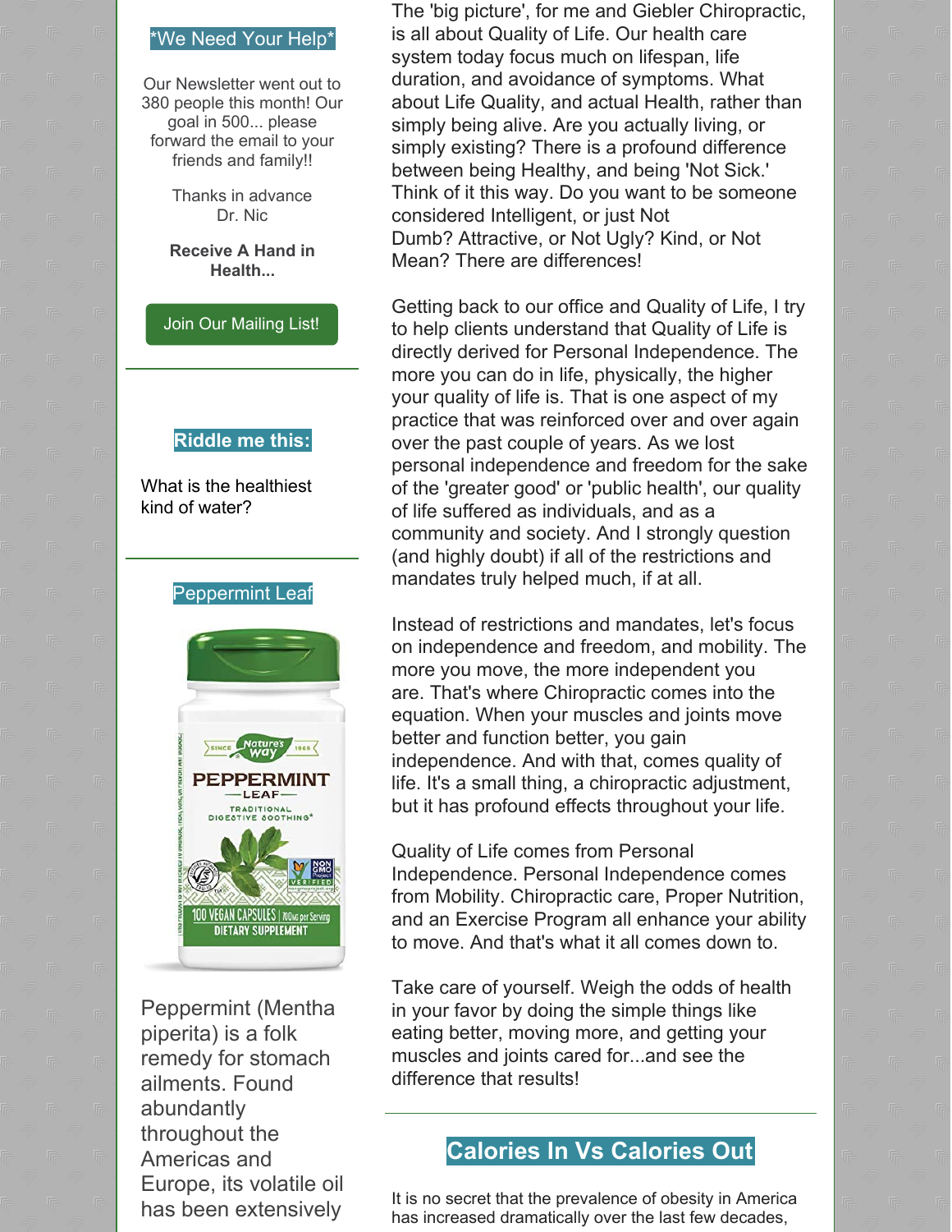## *We Need Your Help*

Our Newsletter went out to 380 people this month! Our goal in 500... please forward the email to your friends and family!!

Thanks in advance
Dr. Nic

**Receive A Hand in Health...**

Join Our Mailing List!

## Riddle me this:

What is the healthiest kind of water?

## Peppermint Leaf

Peppermint (Mentha piperita) is a folk remedy for stomach ailments. Found abundantly throughout the Americas and Europe, its volatile oil has been extensively

The 'big picture', for me and Giebler Chiropractic, is all about Quality of Life. Our health care system today focus much on lifespan, life duration, and avoidance of symptoms. What about Life Quality, and actual Health, rather than simply being alive. Are you actually living, or simply existing? There is a profound difference between being Healthy, and being 'Not Sick.' Think of it this way. Do you want to be someone considered Intelligent, or just Not Dumb? Attractive, or Not Ugly? Kind, or Not Mean? There are differences!

Getting back to our office and Quality of Life, I try to help clients understand that Quality of Life is directly derived for Personal Independence. The more you can do in life, physically, the higher your quality of life is. That is one aspect of my practice that was reinforced over and over again over the past couple of years. As we lost personal independence and freedom for the sake of the 'greater good' or 'public health', our quality of life suffered as individuals, and as a community and society. And I strongly question (and highly doubt) if all of the restrictions and mandates truly helped much, if at all.

Instead of restrictions and mandates, let's focus on independence and freedom, and mobility. The more you move, the more independent you are. That's where Chiropractic comes into the equation. When your muscles and joints move better and function better, you gain independence. And with that, comes quality of life. It's a small thing, a chiropractic adjustment, but it has profound effects throughout your life.

Quality of Life comes from Personal Independence. Personal Independence comes from Mobility. Chiropractic care, Proper Nutrition, and an Exercise Program all enhance your ability to move. And that's what it all comes down to.

Take care of yourself. Weigh the odds of health in your favor by doing the simple things like eating better, moving more, and getting your muscles and joints cared for...and see the difference that results!

## Calories In Vs Calories Out

It is no secret that the prevalence of obesity in America has increased dramatically over the last few decades,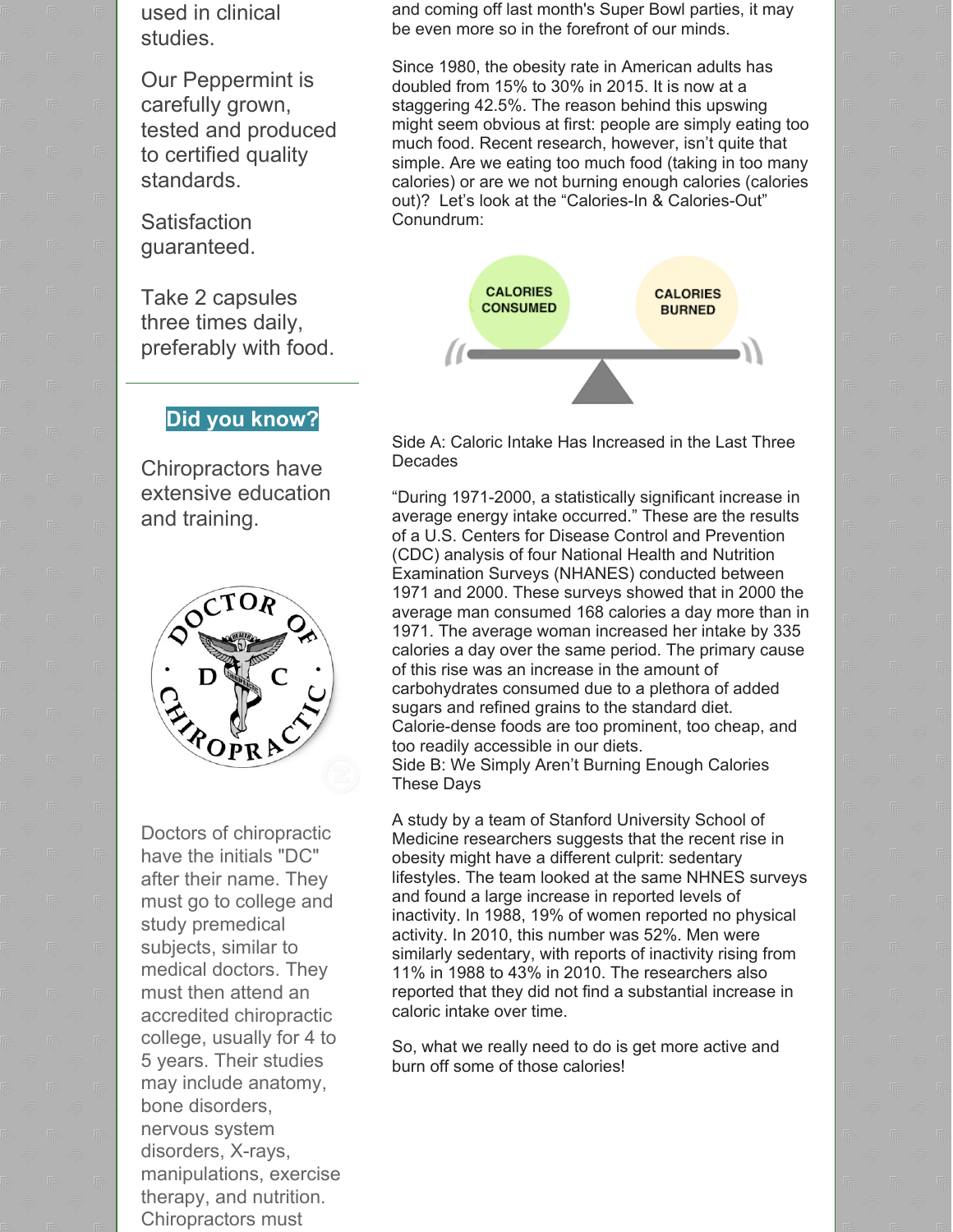used in clinical studies.

Our Peppermint is carefully grown, tested and produced to certified quality standards.

Satisfaction guaranteed.

Take 2 capsules three times daily, preferably with food.

**Did you know?**

Chiropractors have extensive education and training.

Doctors of chiropractic have the initials "DC" after their name. They must go to college and study premedical subjects, similar to medical doctors. They must then attend an accredited chiropractic college, usually for 4 to 5 years. Their studies may include anatomy, bone disorders, nervous system disorders, X-rays, manipulations, exercise therapy, and nutrition. Chiropractors must

and coming off last month's Super Bowl parties, it may be even more so in the forefront of our minds.

Since 1980, the obesity rate in American adults has doubled from 15% to 30% in 2015. It is now at a staggering 42.5%. The reason behind this upswing might seem obvious at first: people are simply eating too much food. Recent research, however, isn't quite that simple. Are we eating too much food (taking in too many calories) or are we not burning enough calories (calories out)? Let's look at the "Calories-In & Calories-Out" Conundrum:

CALORIES CONSUMED | CALORIES BURNED

Side A: Caloric Intake Has Increased in the Last Three Decades

"During 1971-2000, a statistically significant increase in average energy intake occurred." These are the results of a U.S. Centers for Disease Control and Prevention (CDC) analysis of four National Health and Nutrition Examination Surveys (NHANES) conducted between 1971 and 2000. These surveys showed that in 2000 the average man consumed 168 calories a day more than in 1971. The average woman increased her intake by 335 calories a day over the same period. The primary cause of this rise was an increase in the amount of carbohydrates consumed due to a plethora of added sugars and refined grains to the standard diet. Calorie-dense foods are too prominent, too cheap, and too readily accessible in our diets.

Side B: We Simply Aren't Burning Enough Calories These Days

A study by a team of Stanford University School of Medicine researchers suggests that the recent rise in obesity might have a different culprit: sedentary lifestyles. The team looked at the same NHNES surveys and found a large increase in reported levels of inactivity. In 1988, 19% of women reported no physical activity. In 2010, this number was 52%. Men were similarly sedentary, with reports of inactivity rising from 11% in 1988 to 43% in 2010. The researchers also reported that they did not find a substantial increase in caloric intake over time.

So, what we really need to do is get more active and burn off some of those calories!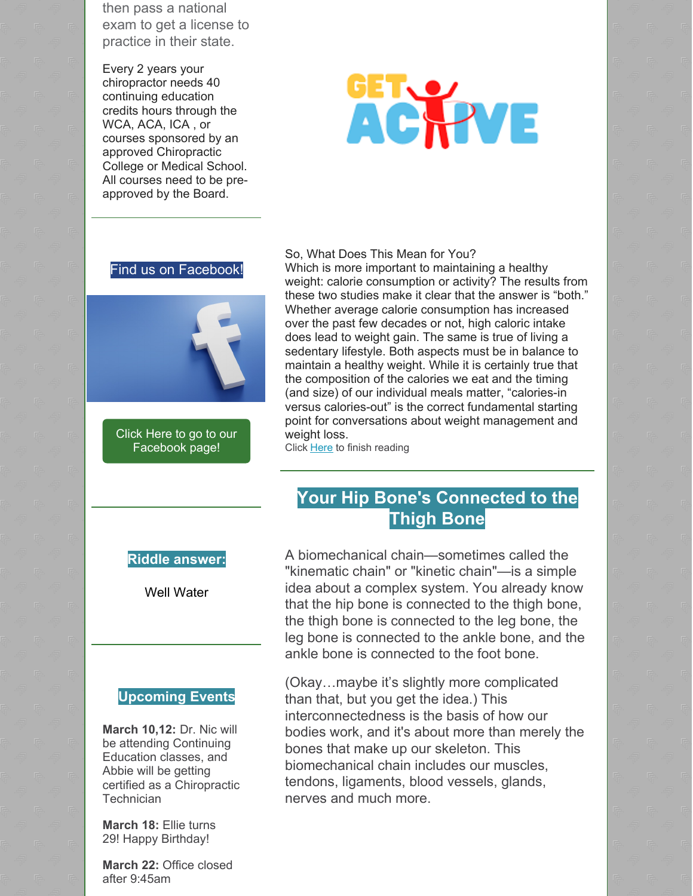then pass a national exam to get a license to practice in their state.

Every 2 years your chiropractor needs 40 continuing education credits hours through the WCA, ACA, ICA , or courses sponsored by an approved Chiropractic College or Medical School. All courses need to be pre-approved by the Board.

Find us on Facebook!

Click Here to go to our Facebook page!

**Riddle answer:**

Well Water

**Upcoming Events**

**March 10,12:** Dr. Nic will be attending Continuing Education classes, and Abbie will be getting certified as a Chiropractic Technician

**March 18:** Ellie turns 29! Happy Birthday!

**March 22:** Office closed after 9:45am

GET ACTIVE

So, What Does This Mean for You?
Which is more important to maintaining a healthy weight: calorie consumption or activity? The results from these two studies make it clear that the answer is "both." Whether average calorie consumption has increased over the past few decades or not, high caloric intake does lead to weight gain. The same is true of living a sedentary lifestyle. Both aspects must be in balance to maintain a healthy weight. While it is certainly true that the composition of the calories we eat and the timing (and size) of our individual meals matter, "calories-in versus calories-out" is the correct fundamental starting point for conversations about weight management and weight loss.
Click Here to finish reading

## Your Hip Bone's Connected to the Thigh Bone

A biomechanical chain—sometimes called the "kinematic chain" or "kinetic chain"—is a simple idea about a complex system. You already know that the hip bone is connected to the thigh bone, the thigh bone is connected to the leg bone, the leg bone is connected to the ankle bone, and the ankle bone is connected to the foot bone.

(Okay…maybe it's slightly more complicated than that, but you get the idea.) This interconnectedness is the basis of how our bodies work, and it's about more than merely the bones that make up our skeleton. This biomechanical chain includes our muscles, tendons, ligaments, blood vessels, glands, nerves and much more.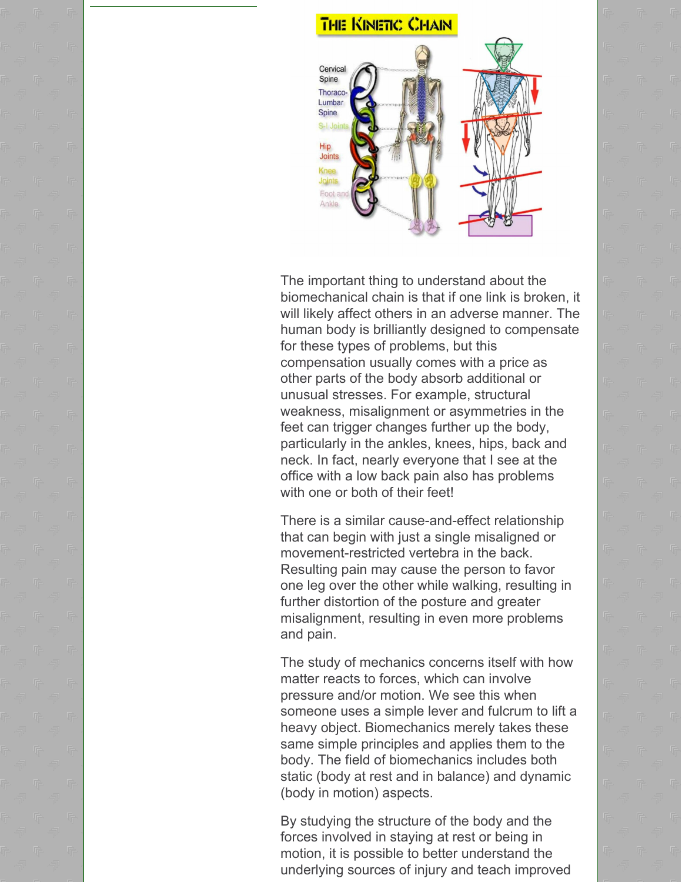The important thing to understand about the biomechanical chain is that if one link is broken, it will likely affect others in an adverse manner. The human body is brilliantly designed to compensate for these types of problems, but this compensation usually comes with a price as other parts of the body absorb additional or unusual stresses. For example, structural weakness, misalignment or asymmetries in the feet can trigger changes further up the body, particularly in the ankles, knees, hips, back and neck. In fact, nearly everyone that I see at the office with a low back pain also has problems with one or both of their feet!

There is a similar cause-and-effect relationship that can begin with just a single misaligned or movement-restricted vertebra in the back. Resulting pain may cause the person to favor one leg over the other while walking, resulting in further distortion of the posture and greater misalignment, resulting in even more problems and pain.

The study of mechanics concerns itself with how matter reacts to forces, which can involve pressure and/or motion. We see this when someone uses a simple lever and fulcrum to lift a heavy object. Biomechanics merely takes these same simple principles and applies them to the body. The field of biomechanics includes both static (body at rest and in balance) and dynamic (body in motion) aspects.

By studying the structure of the body and the forces involved in staying at rest or being in motion, it is possible to better understand the underlying sources of injury and teach improved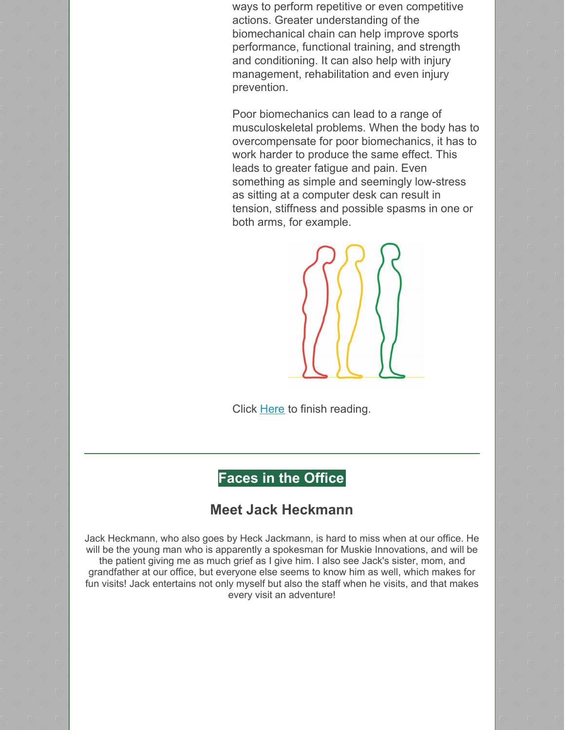ways to perform repetitive or even competitive actions. Greater understanding of the biomechanical chain can help improve sports performance, functional training, and strength and conditioning. It can also help with injury management, rehabilitation and even injury prevention.

Poor biomechanics can lead to a range of musculoskeletal problems. When the body has to overcompensate for poor biomechanics, it has to work harder to produce the same effect. This leads to greater fatigue and pain. Even something as simple and seemingly low-stress as sitting at a computer desk can result in tension, stiffness and possible spasms in one or both arms, for example.

Click Here to finish reading.

---

## Faces in the Office

### Meet Jack Heckmann

Jack Heckmann, who also goes by Heck Jackmann, is hard to miss when at our office. He will be the young man who is apparently a spokesman for Muskie Innovations, and will be the patient giving me as much grief as I give him. I also see Jack's sister, mom, and grandfather at our office, but everyone else seems to know him as well, which makes for fun visits! Jack entertains not only myself but also the staff when he visits, and that makes every visit an adventure!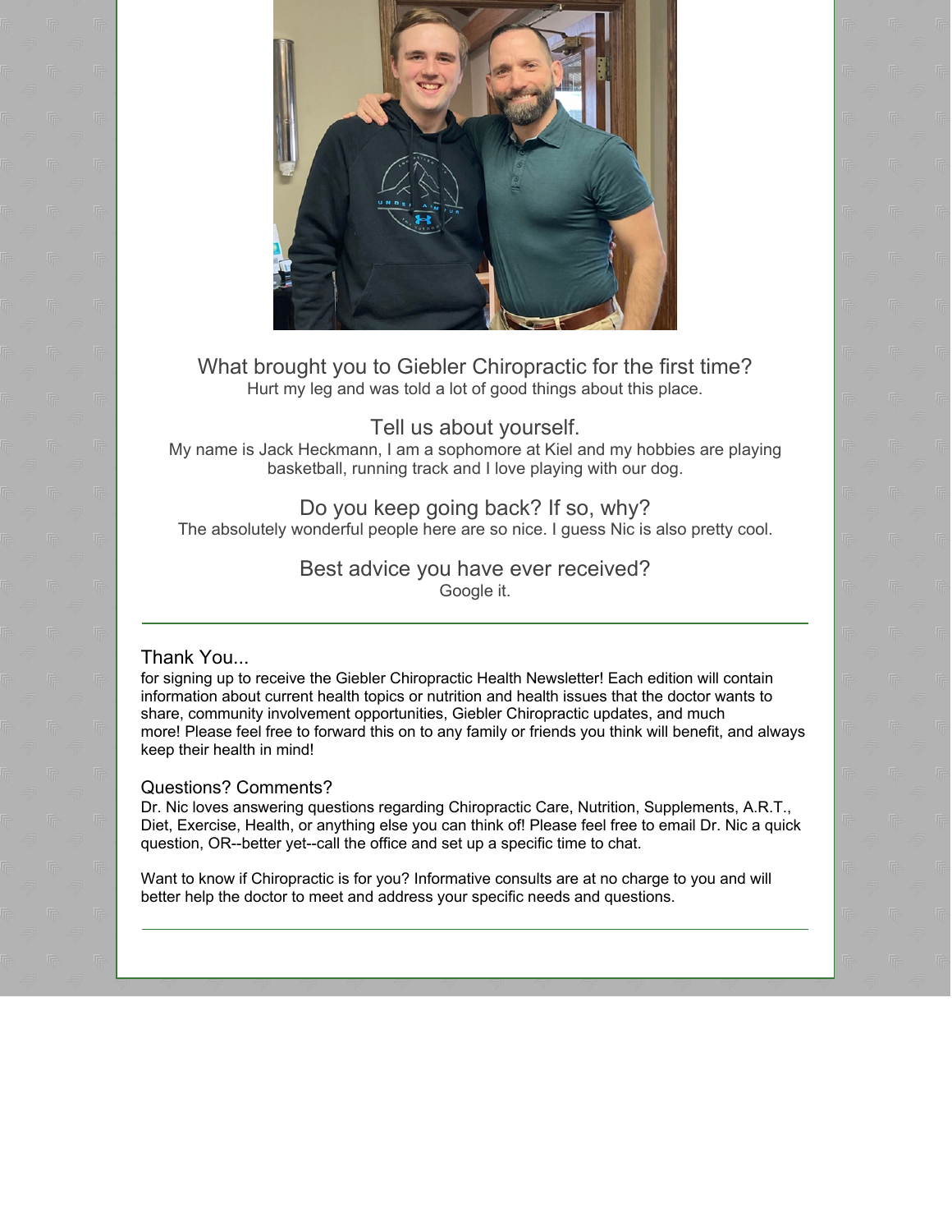### What brought you to Giebler Chiropractic for the first time?

Hurt my leg and was told a lot of good things about this place.

### Tell us about yourself.

My name is Jack Heckmann, I am a sophomore at Kiel and my hobbies are playing basketball, running track and I love playing with our dog.

### Do you keep going back? If so, why?

The absolutely wonderful people here are so nice. I guess Nic is also pretty cool.

### Best advice you have ever received?

Google it.

---

### Thank You...

for signing up to receive the Giebler Chiropractic Health Newsletter! Each edition will contain information about current health topics or nutrition and health issues that the doctor wants to share, community involvement opportunities, Giebler Chiropractic updates, and much more! Please feel free to forward this on to any family or friends you think will benefit, and always keep their health in mind!

### Questions? Comments?

Dr. Nic loves answering questions regarding Chiropractic Care, Nutrition, Supplements, A.R.T., Diet, Exercise, Health, or anything else you can think of! Please feel free to email Dr. Nic a quick question, OR--better yet--call the office and set up a specific time to chat.

Want to know if Chiropractic is for you? Informative consults are at no charge to you and will better help the doctor to meet and address your specific needs and questions.